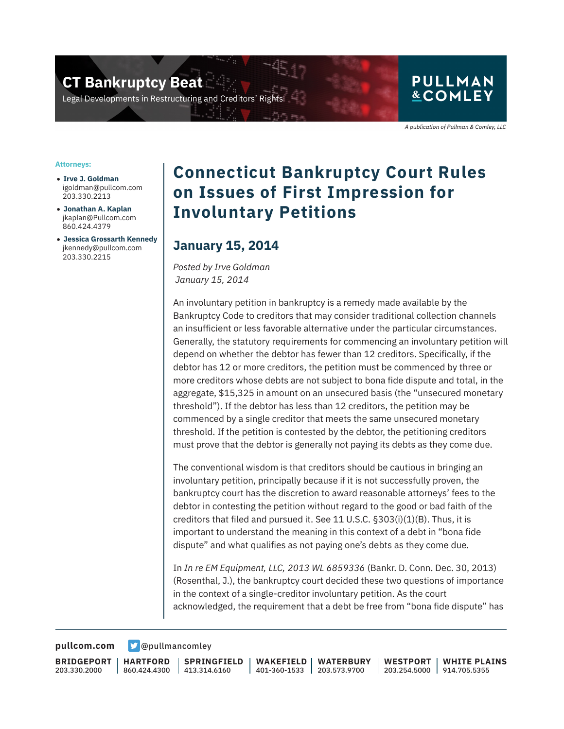# CT Bankruptcy Beat

Legal Developments in Restructuring and Creditors' Rights

PULLMAN & COMLEY

*A publication of Pullman & Comley, LLC*

**Attorneys:**

- **Irve J. Goldman**
  igoldman@pullcom.com
  203.330.2213
- **Jonathan A. Kaplan**
  jkaplan@Pullcom.com
  860.424.4379
- **Jessica Grossarth Kennedy**
  jkennedy@pullcom.com
  203.330.2215

# Connecticut Bankruptcy Court Rules on Issues of First Impression for Involuntary Petitions

## January 15, 2014

*Posted by Irve Goldman*
*January 15, 2014*

An involuntary petition in bankruptcy is a remedy made available by the Bankruptcy Code to creditors that may consider traditional collection channels an insufficient or less favorable alternative under the particular circumstances. Generally, the statutory requirements for commencing an involuntary petition will depend on whether the debtor has fewer than 12 creditors. Specifically, if the debtor has 12 or more creditors, the petition must be commenced by three or more creditors whose debts are not subject to bona fide dispute and total, in the aggregate, $15,325 in amount on an unsecured basis (the "unsecured monetary threshold"). If the debtor has less than 12 creditors, the petition may be commenced by a single creditor that meets the same unsecured monetary threshold. If the petition is contested by the debtor, the petitioning creditors must prove that the debtor is generally not paying its debts as they come due.

The conventional wisdom is that creditors should be cautious in bringing an involuntary petition, principally because if it is not successfully proven, the bankruptcy court has the discretion to award reasonable attorneys' fees to the debtor in contesting the petition without regard to the good or bad faith of the creditors that filed and pursued it. See 11 U.S.C. §303(i)(1)(B). Thus, it is important to understand the meaning in this context of a debt in "bona fide dispute" and what qualifies as not paying one's debts as they come due.

In *In re EM Equipment, LLC, 2013 WL 6859336* (Bankr. D. Conn. Dec. 30, 2013) (Rosenthal, J.), the bankruptcy court decided these two questions of importance in the context of a single-creditor involuntary petition. As the court acknowledged, the requirement that a debt be free from "bona fide dispute" has

pullcom.com | @pullmancomley

BRIDGEPORT 203.330.2000 | HARTFORD 860.424.4300 | SPRINGFIELD 413.314.6160 | WAKEFIELD 401-360-1533 | WATERBURY 203.573.9700 | WESTPORT 203.254.5000 | WHITE PLAINS 914.705.5355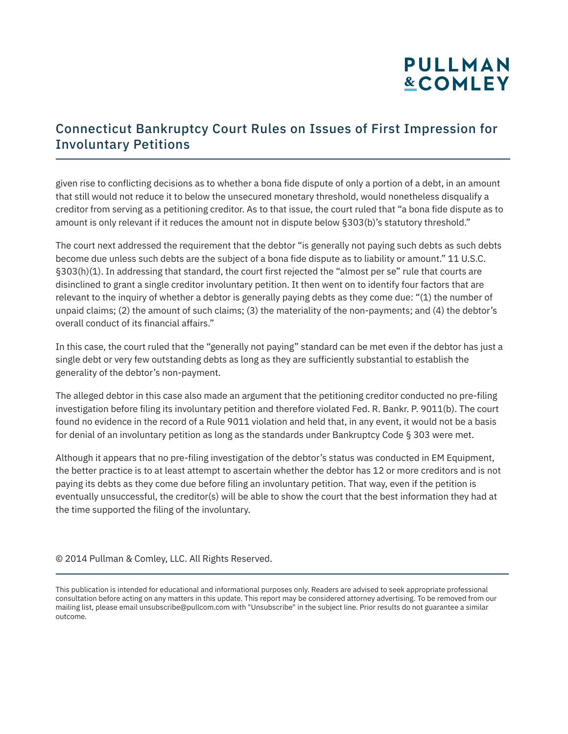given rise to conflicting decisions as to whether a bona fide dispute of only a portion of a debt, in an amount that still would not reduce it to below the unsecured monetary threshold, would nonetheless disqualify a creditor from serving as a petitioning creditor. As to that issue, the court ruled that "a bona fide dispute as to amount is only relevant if it reduces the amount not in dispute below §303(b)'s statutory threshold."

The court next addressed the requirement that the debtor "is generally not paying such debts as such debts become due unless such debts are the subject of a bona fide dispute as to liability or amount." 11 U.S.C. §303(h)(1). In addressing that standard, the court first rejected the "almost per se" rule that courts are disinclined to grant a single creditor involuntary petition. It then went on to identify four factors that are relevant to the inquiry of whether a debtor is generally paying debts as they come due: "(1) the number of unpaid claims; (2) the amount of such claims; (3) the materiality of the non-payments; and (4) the debtor's overall conduct of its financial affairs."

In this case, the court ruled that the "generally not paying" standard can be met even if the debtor has just a single debt or very few outstanding debts as long as they are sufficiently substantial to establish the generality of the debtor's non-payment.

The alleged debtor in this case also made an argument that the petitioning creditor conducted no pre-filing investigation before filing its involuntary petition and therefore violated Fed. R. Bankr. P. 9011(b). The court found no evidence in the record of a Rule 9011 violation and held that, in any event, it would not be a basis for denial of an involuntary petition as long as the standards under Bankruptcy Code § 303 were met.

Although it appears that no pre-filing investigation of the debtor's status was conducted in EM Equipment, the better practice is to at least attempt to ascertain whether the debtor has 12 or more creditors and is not paying its debts as they come due before filing an involuntary petition. That way, even if the petition is eventually unsuccessful, the creditor(s) will be able to show the court that the best information they had at the time supported the filing of the involuntary.

© 2014 Pullman & Comley, LLC. All Rights Reserved.

---

This publication is intended for educational and informational purposes only. Readers are advised to seek appropriate professional consultation before acting on any matters in this update. This report may be considered attorney advertising. To be removed from our mailing list, please email unsubscribe@pullcom.com with "Unsubscribe" in the subject line. Prior results do not guarantee a similar outcome.